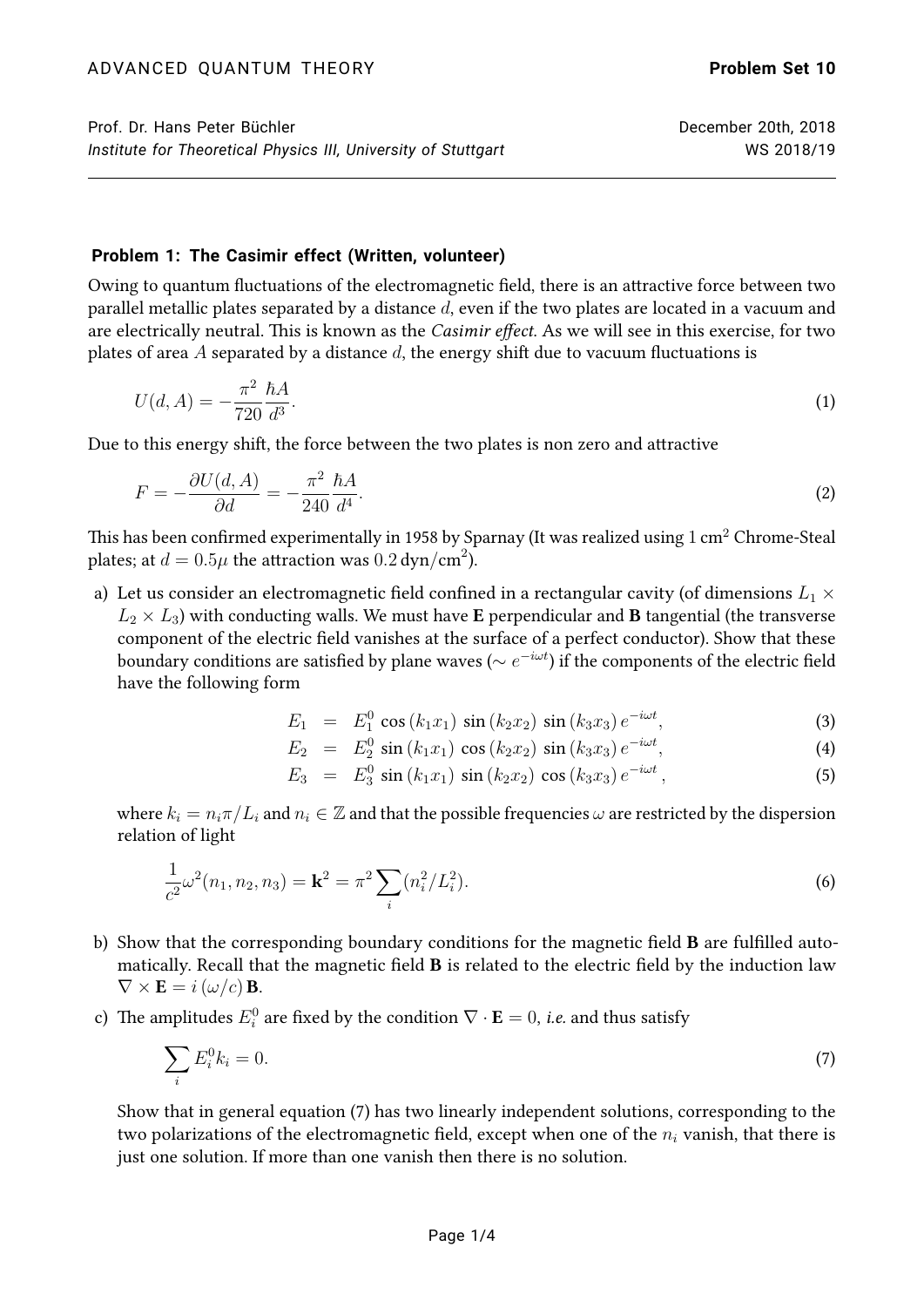ADVANCED QUANTUM THEORY **Problem Set 10**

Prof. Dr. Hans Peter Büchler December 20th, 2018
*Institute for Theoretical Physics III, University of Stuttgart* WS 2018/19

---

### Problem 1: The Casimir effect (Written, volunteer)

Owing to quantum fluctuations of the electromagnetic field, there is an attractive force between two parallel metallic plates separated by a distance $d$, even if the two plates are located in a vacuum and are electrically neutral. This is known as the *Casimir effect*. As we will see in this exercise, for two plates of area $A$ separated by a distance $d$, the energy shift due to vacuum fluctuations is

$$U(d, A) = -\frac{\pi^2}{720}\frac{\hbar A}{d^3}. \tag{1}$$

Due to this energy shift, the force between the two plates is non zero and attractive

$$F = -\frac{\partial U(d, A)}{\partial d} = -\frac{\pi^2}{240}\frac{\hbar A}{d^4}. \tag{2}$$

This has been confirmed experimentally in 1958 by Sparnay (It was realized using $1\,\mathrm{cm}^2$ Chrome-Steal plates; at $d = 0.5\mu$ the attraction was $0.2\,\mathrm{dyn/cm}^2$).

a) Let us consider an electromagnetic field confined in a rectangular cavity (of dimensions $L_1 \times L_2 \times L_3$) with conducting walls. We must have **E** perpendicular and **B** tangential (the transverse component of the electric field vanishes at the surface of a perfect conductor). Show that these boundary conditions are satisfied by plane waves ($\sim e^{-i\omega t}$) if the components of the electric field have the following form

$$E_1 = E_1^0 \cos(k_1 x_1)\,\sin(k_2 x_2)\,\sin(k_3 x_3)\,e^{-i\omega t}, \tag{3}$$

$$E_2 = E_2^0 \sin(k_1 x_1)\,\cos(k_2 x_2)\,\sin(k_3 x_3)\,e^{-i\omega t}, \tag{4}$$

$$E_3 = E_3^0 \sin(k_1 x_1)\,\sin(k_2 x_2)\,\cos(k_3 x_3)\,e^{-i\omega t}, \tag{5}$$

where $k_i = n_i\pi/L_i$ and $n_i \in \mathbb{Z}$ and that the possible frequencies $\omega$ are restricted by the dispersion relation of light

$$\frac{1}{c^2}\omega^2(n_1, n_2, n_3) = \mathbf{k}^2 = \pi^2\sum_i (n_i^2/L_i^2). \tag{6}$$

b) Show that the corresponding boundary conditions for the magnetic field **B** are fulfilled automatically. Recall that the magnetic field **B** is related to the electric field by the induction law $\nabla \times \mathbf{E} = i\,(\omega/c)\,\mathbf{B}$.

c) The amplitudes $E_i^0$ are fixed by the condition $\nabla \cdot \mathbf{E} = 0$, *i.e.* and thus satisfy

$$\sum_i E_i^0 k_i = 0. \tag{7}$$

Show that in general equation (7) has two linearly independent solutions, corresponding to the two polarizations of the electromagnetic field, except when one of the $n_i$ vanish, that there is just one solution. If more than one vanish then there is no solution.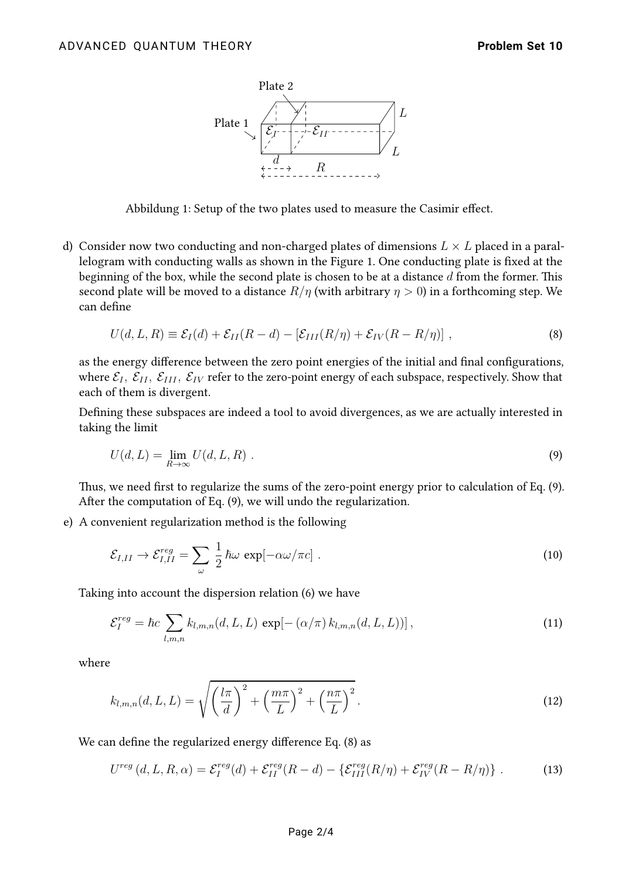Abbildung 1: Setup of the two plates used to measure the Casimir effect.

d) Consider now two conducting and non-charged plates of dimensions $L \times L$ placed in a parallelogram with conducting walls as shown in the Figure 1. One conducting plate is fixed at the beginning of the box, while the second plate is chosen to be at a distance $d$ from the former. This second plate will be moved to a distance $R/\eta$ (with arbitrary $\eta > 0$) in a forthcoming step. We can define

$$U(d, L, R) \equiv \mathcal{E}_I(d) + \mathcal{E}_{II}(R - d) - [\mathcal{E}_{III}(R/\eta) + \mathcal{E}_{IV}(R - R/\eta)] \ , \tag{8}$$

as the energy difference between the zero point energies of the initial and final configurations, where $\mathcal{E}_I,\ \mathcal{E}_{II},\ \mathcal{E}_{III},\ \mathcal{E}_{IV}$ refer to the zero-point energy of each subspace, respectively. Show that each of them is divergent.

Defining these subspaces are indeed a tool to avoid divergences, as we are actually interested in taking the limit

$$U(d, L) = \lim_{R\to\infty} U(d, L, R) \ . \tag{9}$$

Thus, we need first to regularize the sums of the zero-point energy prior to calculation of Eq. (9). After the computation of Eq. (9), we will undo the regularization.

e) A convenient regularization method is the following

$$\mathcal{E}_{I,II} \to \mathcal{E}_{I,II}^{reg} = \sum_{\omega} \frac{1}{2}\,\hbar\omega\ \exp[-\alpha\omega/\pi c] \ . \tag{10}$$

Taking into account the dispersion relation (6) we have

$$\mathcal{E}_I^{reg} = \hbar c \sum_{l,m,n} k_{l,m,n}(d, L, L)\ \exp[-\left(\alpha/\pi\right) k_{l,m,n}(d, L, L))] \,, \tag{11}$$

where

$$k_{l,m,n}(d, L, L) = \sqrt{\left(\frac{l\pi}{d}\right)^2 + \left(\frac{m\pi}{L}\right)^2 + \left(\frac{n\pi}{L}\right)^2}\,. \tag{12}$$

We can define the regularized energy difference Eq. (8) as

$$U^{reg}\left(d, L, R, \alpha\right) = \mathcal{E}_I^{reg}(d) + \mathcal{E}_{II}^{reg}(R - d) - \{\mathcal{E}_{III}^{reg}(R/\eta) + \mathcal{E}_{IV}^{reg}(R - R/\eta)\} \ . \tag{13}$$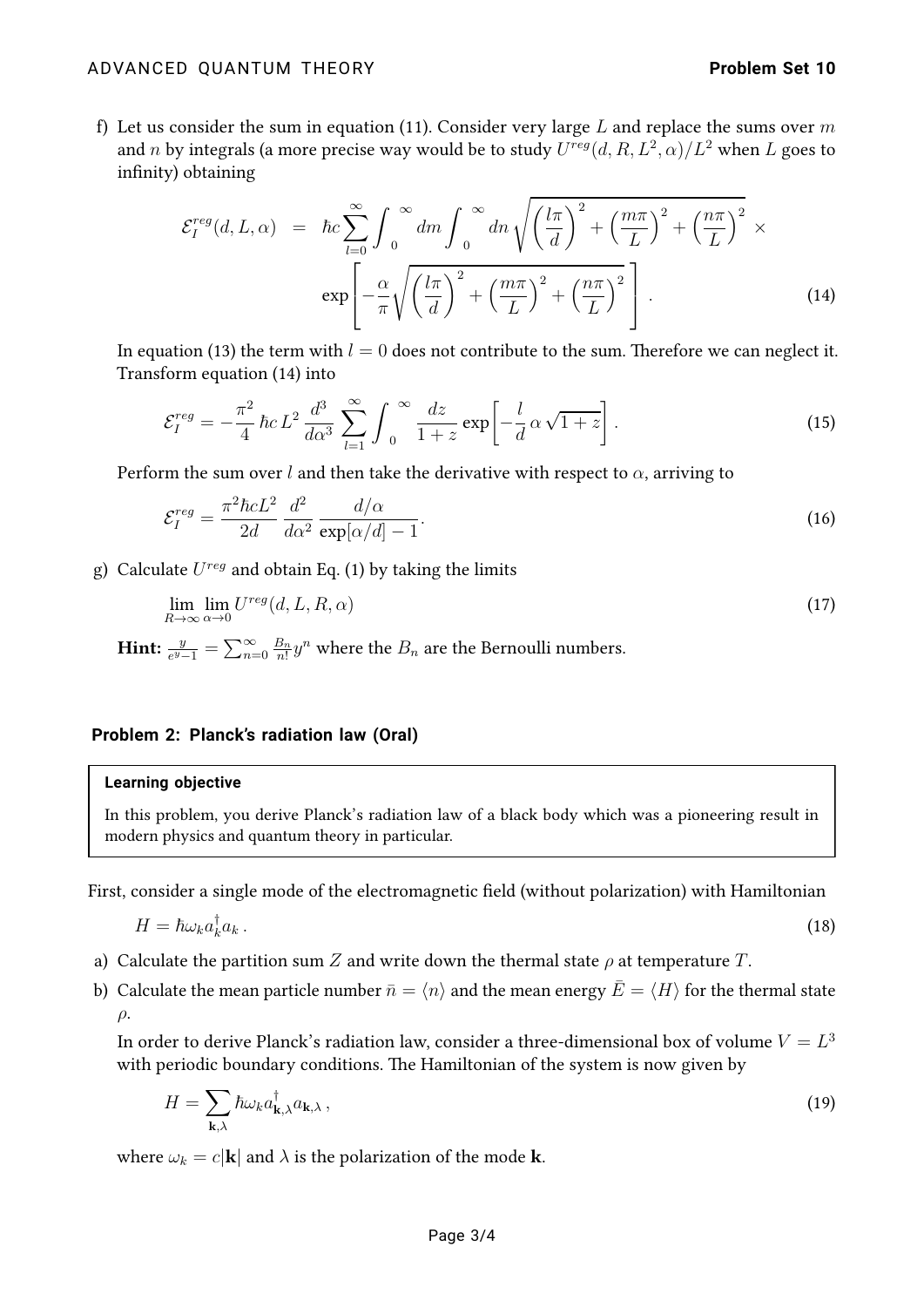f) Let us consider the sum in equation (11). Consider very large $L$ and replace the sums over $m$ and $n$ by integrals (a more precise way would be to study $U^{reg}(d,R,L^2,\alpha)/L^2$ when $L$ goes to infinity) obtaining

$$
\begin{aligned}
\mathcal{E}_I^{reg}(d,L,\alpha) \;&=\; \hbar c \sum_{l=0}^{\infty} \int_0^{\infty} dm \int_0^{\infty} dn \sqrt{\left(\frac{l\pi}{d}\right)^2 + \left(\frac{m\pi}{L}\right)^2 + \left(\frac{n\pi}{L}\right)^2} \;\times \\
&\exp\left[-\frac{\alpha}{\pi}\sqrt{\left(\frac{l\pi}{d}\right)^2 + \left(\frac{m\pi}{L}\right)^2 + \left(\frac{n\pi}{L}\right)^2}\,\right] . \qquad (14)
\end{aligned}
$$

In equation (13) the term with $l = 0$ does not contribute to the sum. Therefore we can neglect it. Transform equation (14) into

$$
\mathcal{E}_I^{reg} = -\frac{\pi^2}{4}\,\hbar c\, L^2\, \frac{d^3}{d\alpha^3} \sum_{l=1}^{\infty} \int_0^{\infty} \frac{dz}{1+z} \exp\left[-\frac{l}{d}\,\alpha\,\sqrt{1+z}\right] . \qquad (15)
$$

Perform the sum over $l$ and then take the derivative with respect to $\alpha$, arriving to

$$
\mathcal{E}_I^{reg} = \frac{\pi^2 \hbar c L^2}{2d}\, \frac{d^2}{d\alpha^2}\, \frac{d/\alpha}{\exp[\alpha/d]-1} . \qquad (16)
$$

g) Calculate $U^{reg}$ and obtain Eq. (1) by taking the limits

$$
\lim_{R\to\infty} \lim_{\alpha\to 0} U^{reg}(d,L,R,\alpha) \qquad (17)
$$

**Hint:** $\frac{y}{e^y-1} = \sum_{n=0}^{\infty} \frac{B_n}{n!} y^n$ where the $B_n$ are the Bernoulli numbers.

### Problem 2: Planck's radiation law (Oral)

> **Learning objective**
>
> In this problem, you derive Planck's radiation law of a black body which was a pioneering result in modern physics and quantum theory in particular.

First, consider a single mode of the electromagnetic field (without polarization) with Hamiltonian

$$
H = \hbar\omega_k a_k^\dagger a_k \, . \qquad (18)
$$

a) Calculate the partition sum $Z$ and write down the thermal state $\rho$ at temperature $T$.

b) Calculate the mean particle number $\bar{n} = \langle n \rangle$ and the mean energy $\bar{E} = \langle H \rangle$ for the thermal state $\rho$.

In order to derive Planck's radiation law, consider a three-dimensional box of volume $V = L^3$ with periodic boundary conditions. The Hamiltonian of the system is now given by

$$
H = \sum_{\mathbf{k},\lambda} \hbar\omega_k a_{\mathbf{k},\lambda}^\dagger a_{\mathbf{k},\lambda} \, , \qquad (19)
$$

where $\omega_k = c|\mathbf{k}|$ and $\lambda$ is the polarization of the mode $\mathbf{k}$.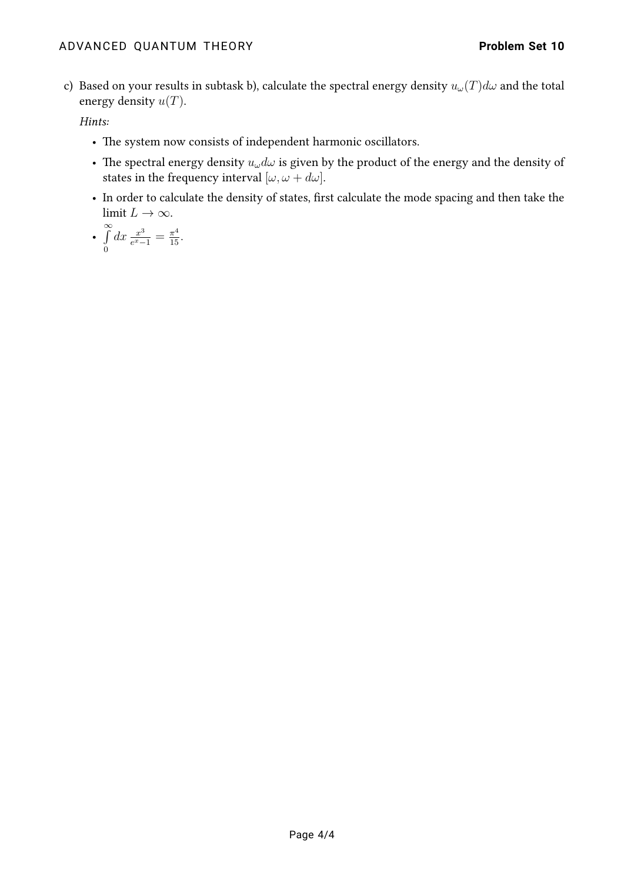c) Based on your results in subtask b), calculate the spectral energy density $u_\omega(T)d\omega$ and the total energy density $u(T)$.

*Hints:*

- The system now consists of independent harmonic oscillators.
- The spectral energy density $u_\omega d\omega$ is given by the product of the energy and the density of states in the frequency interval $[\omega, \omega + d\omega]$.
- In order to calculate the density of states, first calculate the mode spacing and then take the limit $L \to \infty$.
- $\int\limits_0^\infty dx\, \frac{x^3}{e^x - 1} = \frac{\pi^4}{15}$.